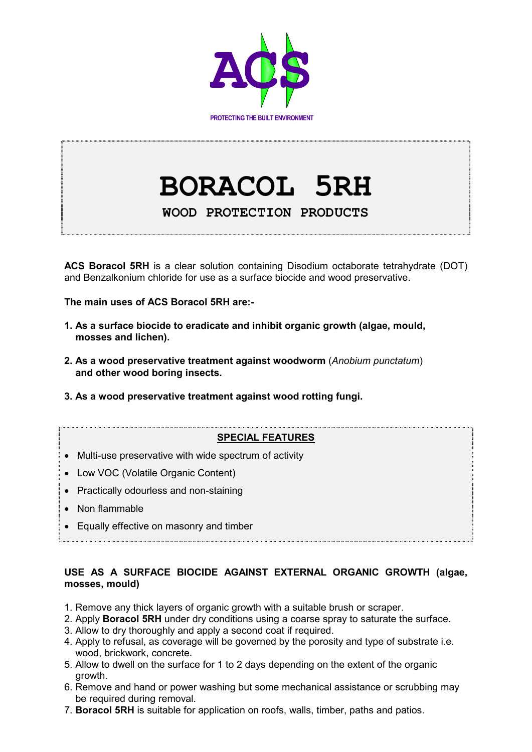ACS

PROTECTING THE BUILT ENVIRONMENT

# BORACOL 5RH

## WOOD PROTECTION PRODUCTS

**ACS Boracol 5RH** is a clear solution containing Disodium octaborate tetrahydrate (DOT) and Benzalkonium chloride for use as a surface biocide and wood preservative.

**The main uses of ACS Boracol 5RH are:-**

1. **As a surface biocide to eradicate and inhibit organic growth (algae, mould, mosses and lichen).**
2. **As a wood preservative treatment against woodworm** (*Anobium punctatum*) **and other wood boring insects.**
3. **As a wood preservative treatment against wood rotting fungi.**

### SPECIAL FEATURES

- Multi-use preservative with wide spectrum of activity
- Low VOC (Volatile Organic Content)
- Practically odourless and non-staining
- Non flammable
- Equally effective on masonry and timber

### USE AS A SURFACE BIOCIDE AGAINST EXTERNAL ORGANIC GROWTH (algae, mosses, mould)

1. Remove any thick layers of organic growth with a suitable brush or scraper.
2. Apply **Boracol 5RH** under dry conditions using a coarse spray to saturate the surface.
3. Allow to dry thoroughly and apply a second coat if required.
4. Apply to refusal, as coverage will be governed by the porosity and type of substrate i.e. wood, brickwork, concrete.
5. Allow to dwell on the surface for 1 to 2 days depending on the extent of the organic growth.
6. Remove and hand or power washing but some mechanical assistance or scrubbing may be required during removal.
7. **Boracol 5RH** is suitable for application on roofs, walls, timber, paths and patios.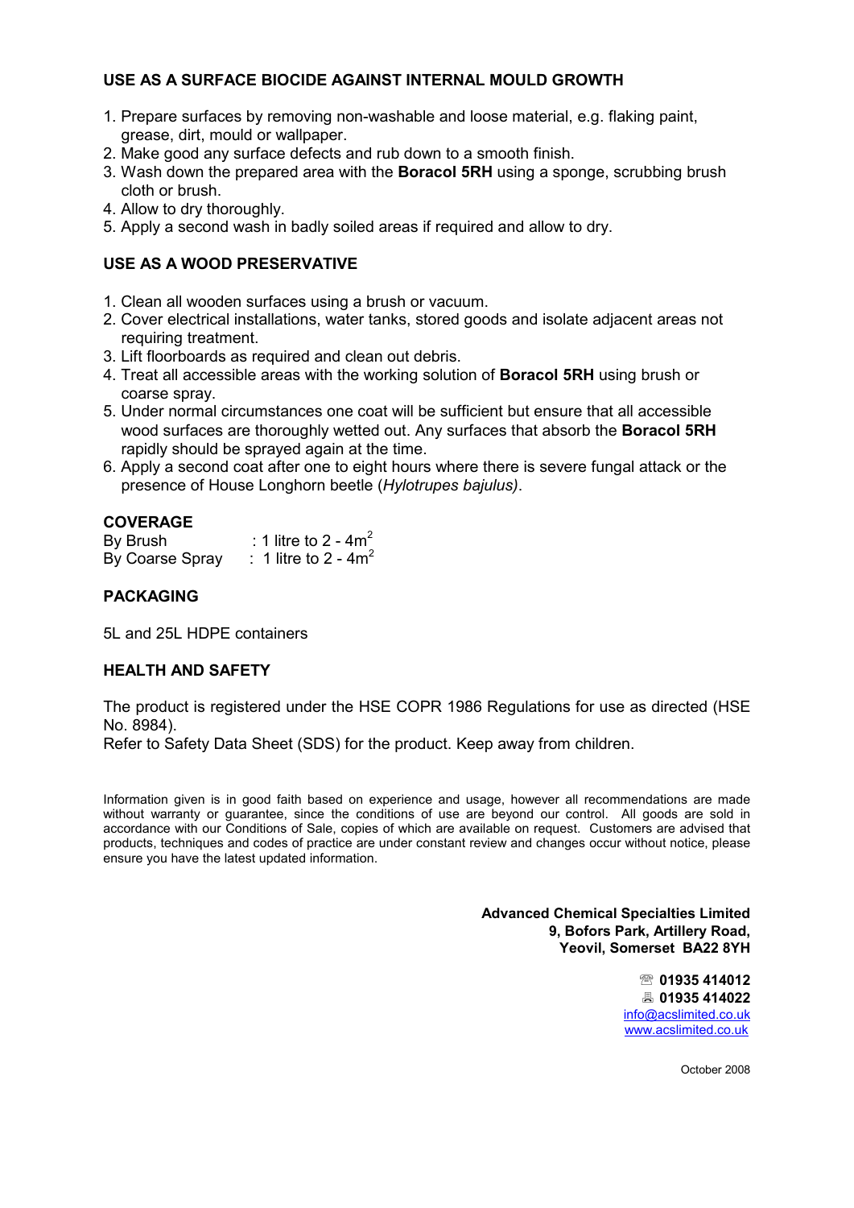## USE AS A SURFACE BIOCIDE AGAINST INTERNAL MOULD GROWTH

1. Prepare surfaces by removing non-washable and loose material, e.g. flaking paint, grease, dirt, mould or wallpaper.
2. Make good any surface defects and rub down to a smooth finish.
3. Wash down the prepared area with the **Boracol 5RH** using a sponge, scrubbing brush cloth or brush.
4. Allow to dry thoroughly.
5. Apply a second wash in badly soiled areas if required and allow to dry.

## USE AS A WOOD PRESERVATIVE

1. Clean all wooden surfaces using a brush or vacuum.
2. Cover electrical installations, water tanks, stored goods and isolate adjacent areas not requiring treatment.
3. Lift floorboards as required and clean out debris.
4. Treat all accessible areas with the working solution of **Boracol 5RH** using brush or coarse spray.
5. Under normal circumstances one coat will be sufficient but ensure that all accessible wood surfaces are thoroughly wetted out. Any surfaces that absorb the **Boracol 5RH** rapidly should be sprayed again at the time.
6. Apply a second coat after one to eight hours where there is severe fungal attack or the presence of House Longhorn beetle (*Hylotrupes bajulus)*.

## COVERAGE

By Brush : 1 litre to 2 - 4$m^2$
By Coarse Spray : 1 litre to 2 - 4$m^2$

## PACKAGING

5L and 25L HDPE containers

## HEALTH AND SAFETY

The product is registered under the HSE COPR 1986 Regulations for use as directed (HSE No. 8984).
Refer to Safety Data Sheet (SDS) for the product. Keep away from children.

Information given is in good faith based on experience and usage, however all recommendations are made without warranty or guarantee, since the conditions of use are beyond our control. All goods are sold in accordance with our Conditions of Sale, copies of which are available on request. Customers are advised that products, techniques and codes of practice are under constant review and changes occur without notice, please ensure you have the latest updated information.

**Advanced Chemical Specialties Limited**
**9, Bofors Park, Artillery Road,**
**Yeovil, Somerset BA22 8YH**

☏ **01935 414012**
🖷 **01935 414022**
info@acslimited.co.uk
www.acslimited.co.uk

October 2008